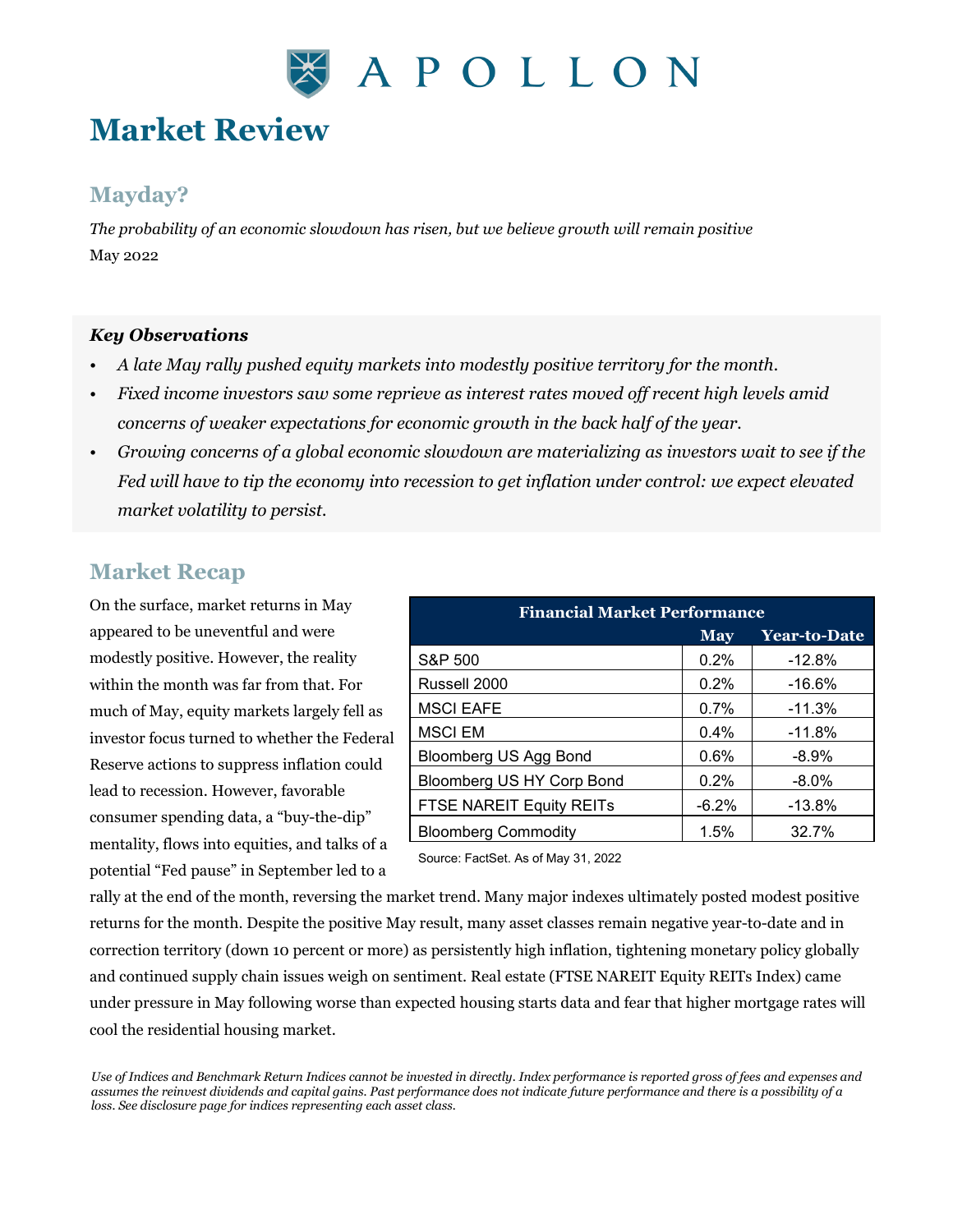# APOLLON

# Market Review

## Mayday?

*The probability of an economic slowdown has risen, but we believe growth will remain positive*

May 2022

### *Key Observations*

- *A late May rally pushed equity markets into modestly positive territory for the month.*
- *Fixed income investors saw some reprieve as interest rates moved off recent high levels amid concerns of weaker expectations for economic growth in the back half of the year.*
- *Growing concerns of a global economic slowdown are materializing as investors wait to see if the Fed will have to tip the economy into recession to get inflation under control: we expect elevated market volatility to persist.*

## Market Recap

On the surface, market returns in May appeared to be uneventful and were modestly positive. However, the reality within the month was far from that. For much of May, equity markets largely fell as investor focus turned to whether the Federal Reserve actions to suppress inflation could lead to recession. However, favorable consumer spending data, a "buy-the-dip" mentality, flows into equities, and talks of a potential "Fed pause" in September led to a rally at the end of the month, reversing the market trend. Many major indexes ultimately posted modest positive returns for the month. Despite the positive May result, many asset classes remain negative year-to-date and in correction territory (down 10 percent or more) as persistently high inflation, tightening monetary policy globally and continued supply chain issues weigh on sentiment. Real estate (FTSE NAREIT Equity REITs Index) came under pressure in May following worse than expected housing starts data and fear that higher mortgage rates will cool the residential housing market.

**Financial Market Performance**

| | May | Year-to-Date |
|---|---|---|
| S&P 500 | 0.2% | -12.8% |
| Russell 2000 | 0.2% | -16.6% |
| MSCI EAFE | 0.7% | -11.3% |
| MSCI EM | 0.4% | -11.8% |
| Bloomberg US Agg Bond | 0.6% | -8.9% |
| Bloomberg US HY Corp Bond | 0.2% | -8.0% |
| FTSE NAREIT Equity REITs | -6.2% | -13.8% |
| Bloomberg Commodity | 1.5% | 32.7% |

Source: FactSet. As of May 31, 2022

*Use of Indices and Benchmark Return Indices cannot be invested in directly. Index performance is reported gross of fees and expenses and assumes the reinvest dividends and capital gains. Past performance does not indicate future performance and there is a possibility of a loss. See disclosure page for indices representing each asset class.*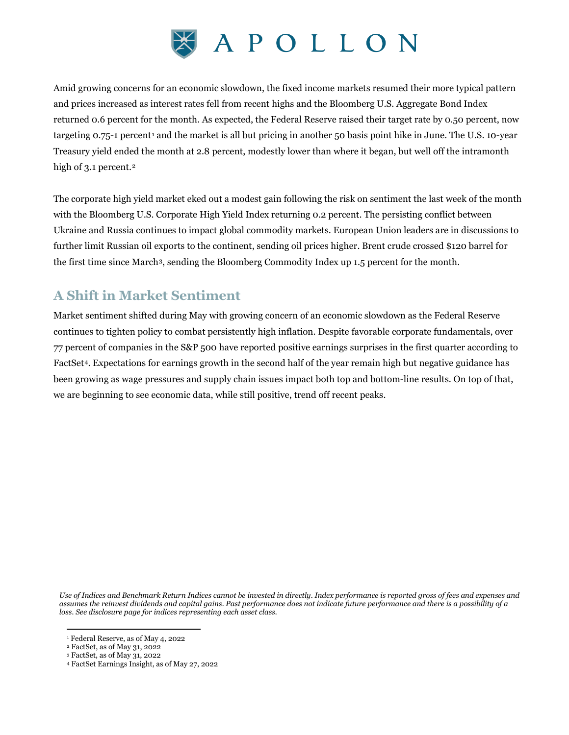Amid growing concerns for an economic slowdown, the fixed income markets resumed their more typical pattern and prices increased as interest rates fell from recent highs and the Bloomberg U.S. Aggregate Bond Index returned 0.6 percent for the month. As expected, the Federal Reserve raised their target rate by 0.50 percent, now targeting 0.75-1 percent[1] and the market is all but pricing in another 50 basis point hike in June. The U.S. 10-year Treasury yield ended the month at 2.8 percent, modestly lower than where it began, but well off the intramonth high of 3.1 percent.[2]

The corporate high yield market eked out a modest gain following the risk on sentiment the last week of the month with the Bloomberg U.S. Corporate High Yield Index returning 0.2 percent. The persisting conflict between Ukraine and Russia continues to impact global commodity markets. European Union leaders are in discussions to further limit Russian oil exports to the continent, sending oil prices higher. Brent crude crossed $120 barrel for the first time since March[3], sending the Bloomberg Commodity Index up 1.5 percent for the month.

## A Shift in Market Sentiment

Market sentiment shifted during May with growing concern of an economic slowdown as the Federal Reserve continues to tighten policy to combat persistently high inflation. Despite favorable corporate fundamentals, over 77 percent of companies in the S&P 500 have reported positive earnings surprises in the first quarter according to FactSet[4]. Expectations for earnings growth in the second half of the year remain high but negative guidance has been growing as wage pressures and supply chain issues impact both top and bottom-line results. On top of that, we are beginning to see economic data, while still positive, trend off recent peaks.

*Use of Indices and Benchmark Return Indices cannot be invested in directly. Index performance is reported gross of fees and expenses and assumes the reinvest dividends and capital gains. Past performance does not indicate future performance and there is a possibility of a loss. See disclosure page for indices representing each asset class.*

[1] Federal Reserve, as of May 4, 2022
[2] FactSet, as of May 31, 2022
[3] FactSet, as of May 31, 2022
[4] FactSet Earnings Insight, as of May 27, 2022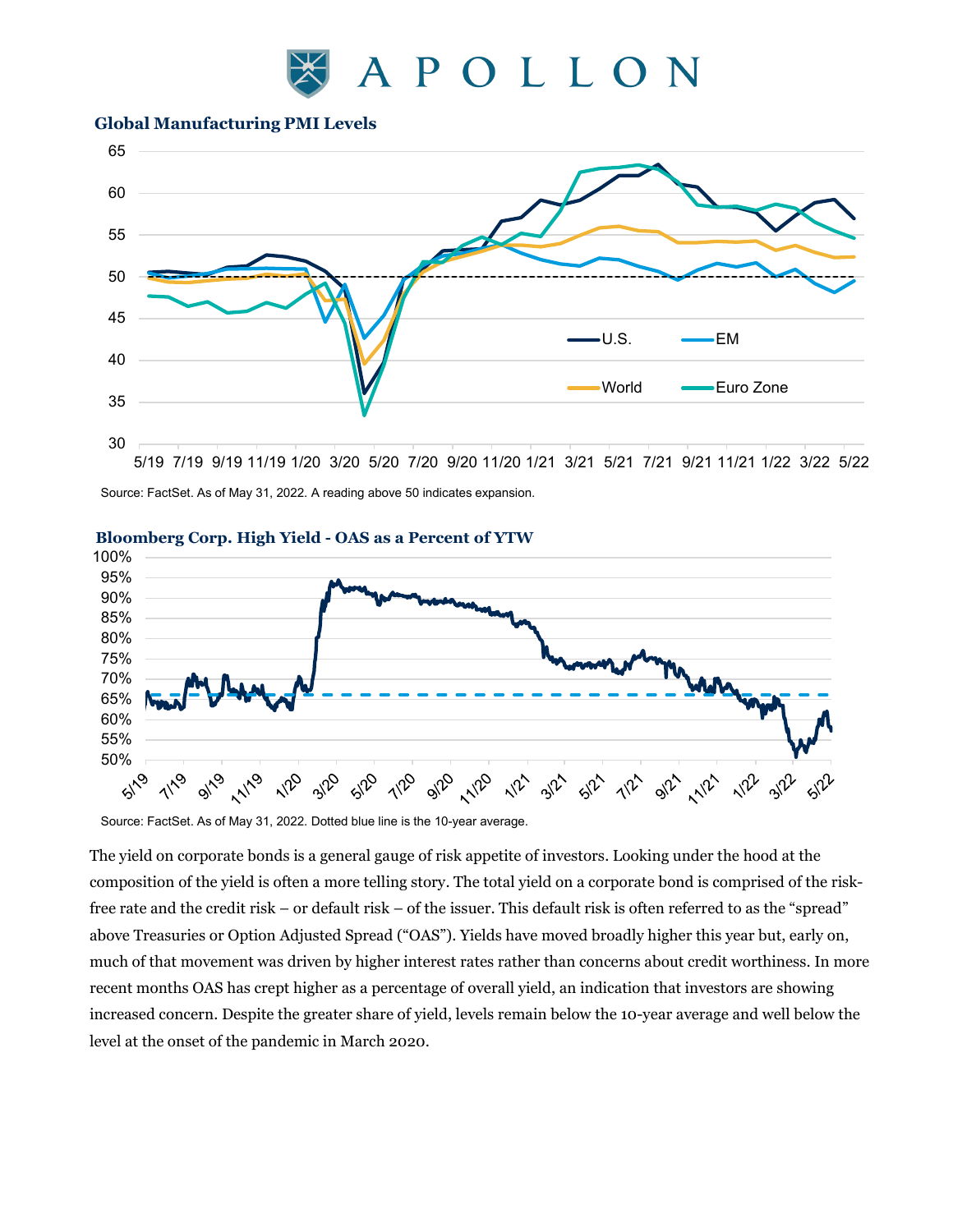### Global Manufacturing PMI Levels

Source: FactSet. As of May 31, 2022. A reading above 50 indicates expansion.

### Bloomberg Corp. High Yield - OAS as a Percent of YTW

Source: FactSet. As of May 31, 2022. Dotted blue line is the 10-year average.

The yield on corporate bonds is a general gauge of risk appetite of investors. Looking under the hood at the composition of the yield is often a more telling story. The total yield on a corporate bond is comprised of the risk-free rate and the credit risk – or default risk – of the issuer. This default risk is often referred to as the "spread" above Treasuries or Option Adjusted Spread ("OAS"). Yields have moved broadly higher this year but, early on, much of that movement was driven by higher interest rates rather than concerns about credit worthiness. In more recent months OAS has crept higher as a percentage of overall yield, an indication that investors are showing increased concern. Despite the greater share of yield, levels remain below the 10-year average and well below the level at the onset of the pandemic in March 2020.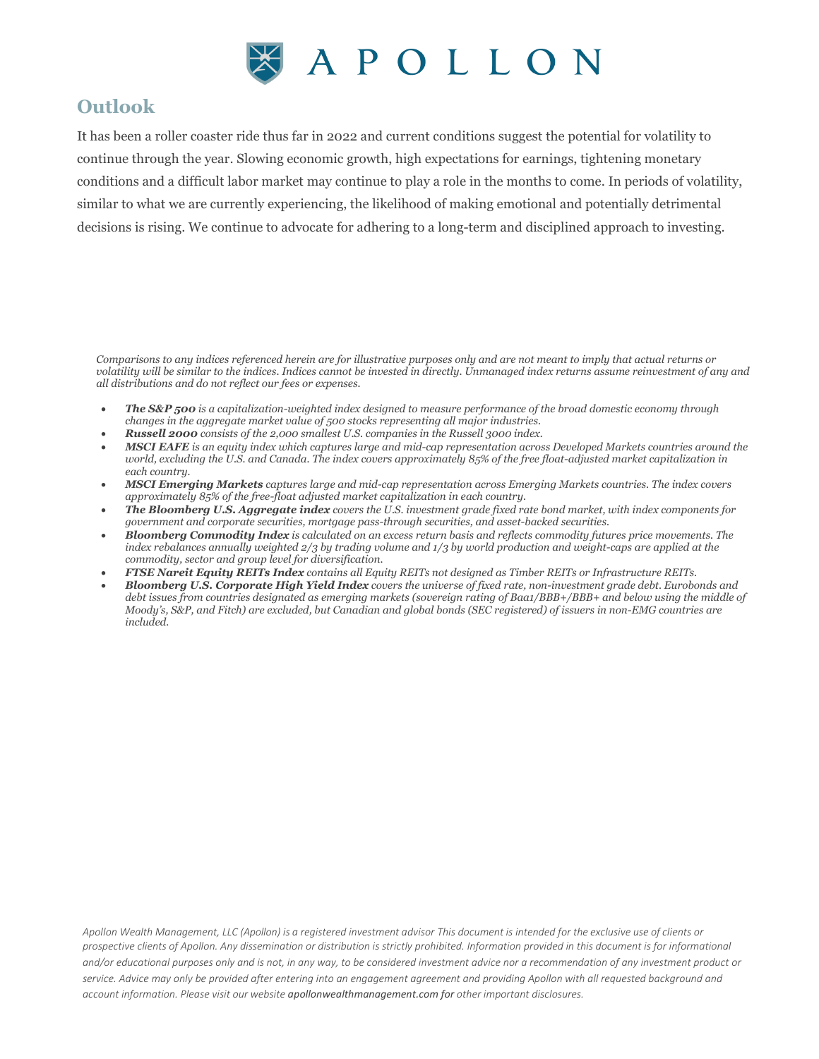## Outlook

It has been a roller coaster ride thus far in 2022 and current conditions suggest the potential for volatility to continue through the year. Slowing economic growth, high expectations for earnings, tightening monetary conditions and a difficult labor market may continue to play a role in the months to come. In periods of volatility, similar to what we are currently experiencing, the likelihood of making emotional and potentially detrimental decisions is rising. We continue to advocate for adhering to a long-term and disciplined approach to investing.

*Comparisons to any indices referenced herein are for illustrative purposes only and are not meant to imply that actual returns or volatility will be similar to the indices. Indices cannot be invested in directly. Unmanaged index returns assume reinvestment of any and all distributions and do not reflect our fees or expenses.*

- ***The S&P 500*** *is a capitalization-weighted index designed to measure performance of the broad domestic economy through changes in the aggregate market value of 500 stocks representing all major industries.*
- ***Russell 2000*** *consists of the 2,000 smallest U.S. companies in the Russell 3000 index.*
- ***MSCI EAFE*** *is an equity index which captures large and mid-cap representation across Developed Markets countries around the world, excluding the U.S. and Canada. The index covers approximately 85% of the free float-adjusted market capitalization in each country.*
- ***MSCI Emerging Markets*** *captures large and mid-cap representation across Emerging Markets countries. The index covers approximately 85% of the free-float adjusted market capitalization in each country.*
- ***The Bloomberg U.S. Aggregate index*** *covers the U.S. investment grade fixed rate bond market, with index components for government and corporate securities, mortgage pass-through securities, and asset-backed securities.*
- ***Bloomberg Commodity Index*** *is calculated on an excess return basis and reflects commodity futures price movements. The index rebalances annually weighted 2/3 by trading volume and 1/3 by world production and weight-caps are applied at the commodity, sector and group level for diversification.*
- ***FTSE Nareit Equity REITs Index*** *contains all Equity REITs not designed as Timber REITs or Infrastructure REITs.*
- ***Bloomberg U.S. Corporate High Yield Index*** *covers the universe of fixed rate, non-investment grade debt. Eurobonds and debt issues from countries designated as emerging markets (sovereign rating of Baa1/BBB+/BBB+ and below using the middle of Moody's, S&P, and Fitch) are excluded, but Canadian and global bonds (SEC registered) of issuers in non-EMG countries are included.*

*Apollon Wealth Management, LLC (Apollon) is a registered investment advisor This document is intended for the exclusive use of clients or prospective clients of Apollon. Any dissemination or distribution is strictly prohibited. Information provided in this document is for informational and/or educational purposes only and is not, in any way, to be considered investment advice nor a recommendation of any investment product or service. Advice may only be provided after entering into an engagement agreement and providing Apollon with all requested background and account information. Please visit our website* ***apollonwealthmanagement.com for*** *other important disclosures.*